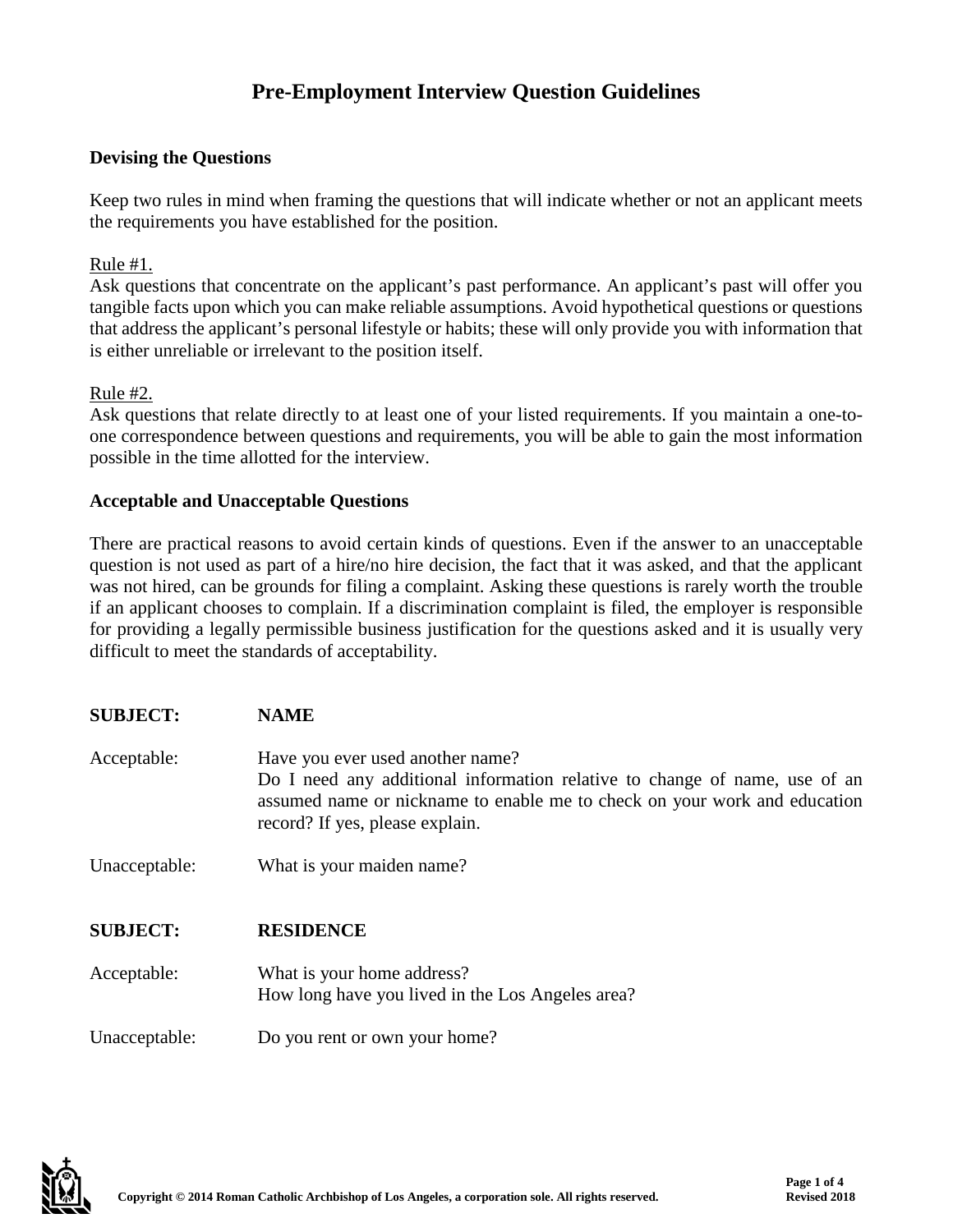# Pre-Employment Interview Question Guidelines

## Devising the Questions

Keep two rules in mind when framing the questions that will indicate whether or not an applicant meets the requirements you have established for the position.

Rule #1.
Ask questions that concentrate on the applicant's past performance. An applicant's past will offer you tangible facts upon which you can make reliable assumptions. Avoid hypothetical questions or questions that address the applicant's personal lifestyle or habits; these will only provide you with information that is either unreliable or irrelevant to the position itself.

Rule #2.
Ask questions that relate directly to at least one of your listed requirements. If you maintain a one-to-one correspondence between questions and requirements, you will be able to gain the most information possible in the time allotted for the interview.

## Acceptable and Unacceptable Questions

There are practical reasons to avoid certain kinds of questions. Even if the answer to an unacceptable question is not used as part of a hire/no hire decision, the fact that it was asked, and that the applicant was not hired, can be grounds for filing a complaint. Asking these questions is rarely worth the trouble if an applicant chooses to complain. If a discrimination complaint is filed, the employer is responsible for providing a legally permissible business justification for the questions asked and it is usually very difficult to meet the standards of acceptability.

**SUBJECT:** **NAME**

Acceptable:
Have you ever used another name?
Do I need any additional information relative to change of name, use of an assumed name or nickname to enable me to check on your work and education record? If yes, please explain.

Unacceptable:
What is your maiden name?

**SUBJECT:** **RESIDENCE**

Acceptable:
What is your home address?
How long have you lived in the Los Angeles area?

Unacceptable:
Do you rent or own your home?

Copyright © 2014 Roman Catholic Archbishop of Los Angeles, a corporation sole. All rights reserved.

Revised 2018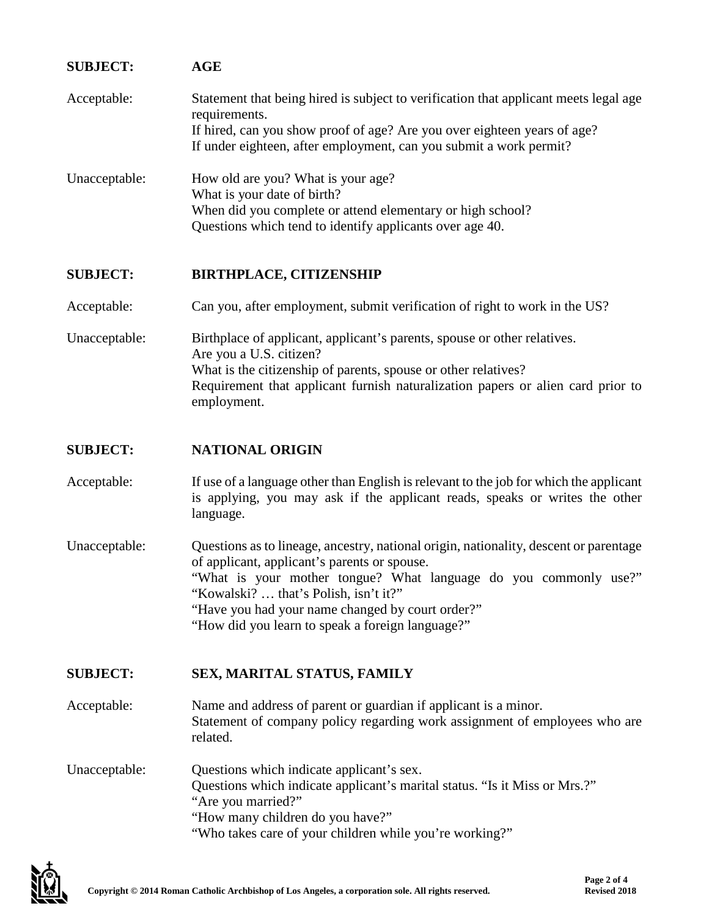**SUBJECT: AGE**

Acceptable:

Statement that being hired is subject to verification that applicant meets legal age requirements.
If hired, can you show proof of age? Are you over eighteen years of age?
If under eighteen, after employment, can you submit a work permit?

Unacceptable:

How old are you? What is your age?
What is your date of birth?
When did you complete or attend elementary or high school?
Questions which tend to identify applicants over age 40.

**SUBJECT: BIRTHPLACE, CITIZENSHIP**

Acceptable:

Can you, after employment, submit verification of right to work in the US?

Unacceptable:

Birthplace of applicant, applicant's parents, spouse or other relatives.
Are you a U.S. citizen?
What is the citizenship of parents, spouse or other relatives?
Requirement that applicant furnish naturalization papers or alien card prior to employment.

**SUBJECT: NATIONAL ORIGIN**

Acceptable:

If use of a language other than English is relevant to the job for which the applicant is applying, you may ask if the applicant reads, speaks or writes the other language.

Unacceptable:

Questions as to lineage, ancestry, national origin, nationality, descent or parentage of applicant, applicant's parents or spouse.
"What is your mother tongue? What language do you commonly use?"
"Kowalski? … that's Polish, isn't it?"
"Have you had your name changed by court order?"
"How did you learn to speak a foreign language?"

**SUBJECT: SEX, MARITAL STATUS, FAMILY**

Acceptable:

Name and address of parent or guardian if applicant is a minor.
Statement of company policy regarding work assignment of employees who are related.

Unacceptable:

Questions which indicate applicant's sex.
Questions which indicate applicant's marital status. "Is it Miss or Mrs.?"
"Are you married?"
"How many children do you have?"
"Who takes care of your children while you're working?"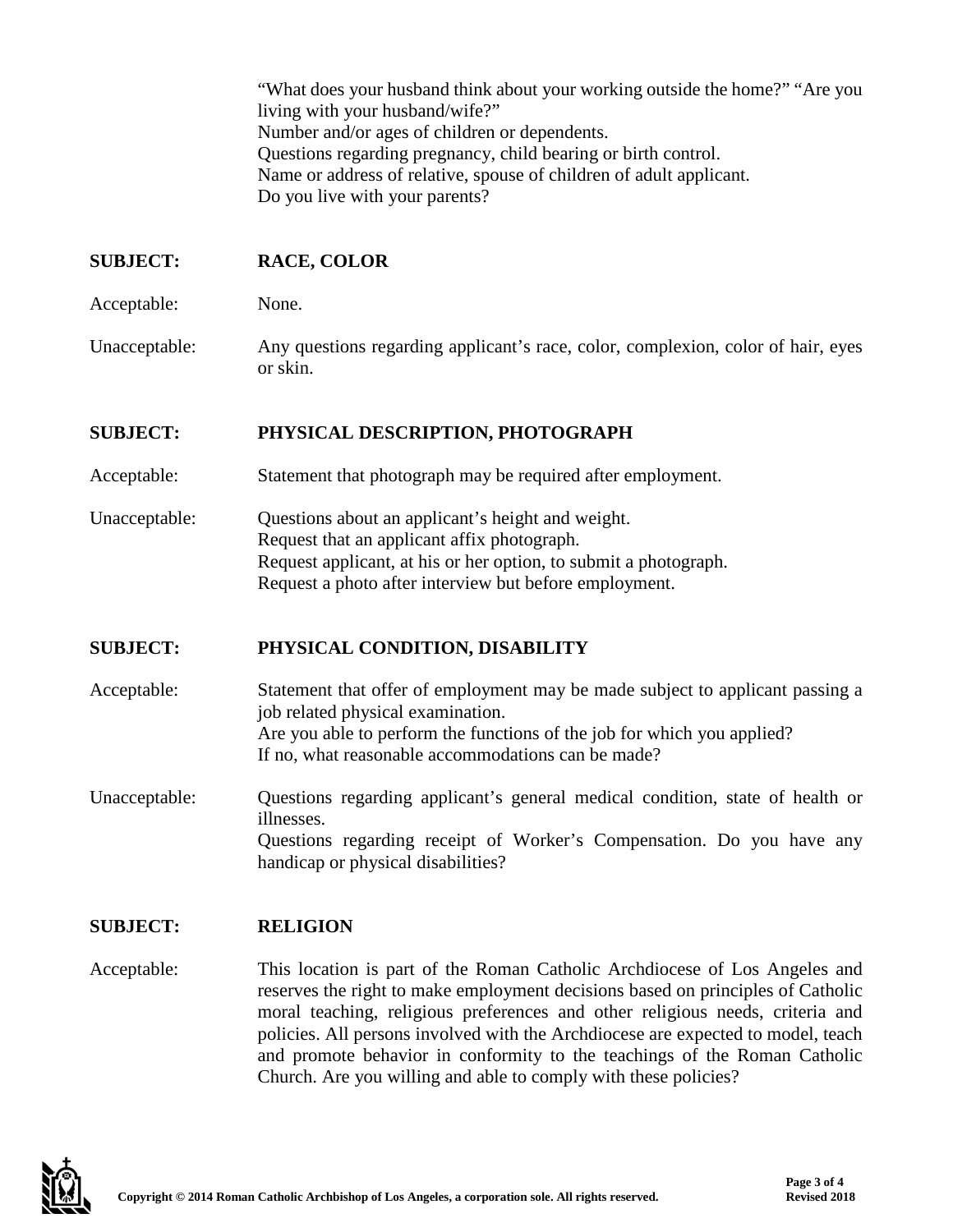"What does your husband think about your working outside the home?" "Are you living with your husband/wife?"
Number and/or ages of children or dependents.
Questions regarding pregnancy, child bearing or birth control.
Name or address of relative, spouse of children of adult applicant.
Do you live with your parents?

**SUBJECT: RACE, COLOR**

Acceptable: None.

Unacceptable: Any questions regarding applicant's race, color, complexion, color of hair, eyes or skin.

**SUBJECT: PHYSICAL DESCRIPTION, PHOTOGRAPH**

Acceptable: Statement that photograph may be required after employment.

Unacceptable: Questions about an applicant's height and weight.
Request that an applicant affix photograph.
Request applicant, at his or her option, to submit a photograph.
Request a photo after interview but before employment.

**SUBJECT: PHYSICAL CONDITION, DISABILITY**

Acceptable: Statement that offer of employment may be made subject to applicant passing a job related physical examination.
Are you able to perform the functions of the job for which you applied?
If no, what reasonable accommodations can be made?

Unacceptable: Questions regarding applicant's general medical condition, state of health or illnesses.
Questions regarding receipt of Worker's Compensation. Do you have any handicap or physical disabilities?

**SUBJECT: RELIGION**

Acceptable: This location is part of the Roman Catholic Archdiocese of Los Angeles and reserves the right to make employment decisions based on principles of Catholic moral teaching, religious preferences and other religious needs, criteria and policies. All persons involved with the Archdiocese are expected to model, teach and promote behavior in conformity to the teachings of the Roman Catholic Church. Are you willing and able to comply with these policies?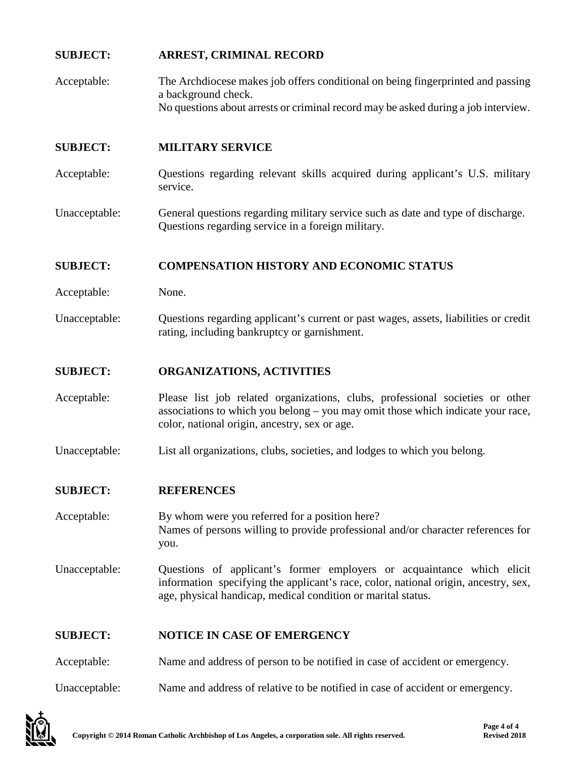**SUBJECT:** **ARREST, CRIMINAL RECORD**

Acceptable: The Archdiocese makes job offers conditional on being fingerprinted and passing a background check.
No questions about arrests or criminal record may be asked during a job interview.

**SUBJECT:** **MILITARY SERVICE**

Acceptable: Questions regarding relevant skills acquired during applicant's U.S. military service.

Unacceptable: General questions regarding military service such as date and type of discharge.
Questions regarding service in a foreign military.

**SUBJECT:** **COMPENSATION HISTORY AND ECONOMIC STATUS**

Acceptable: None.

Unacceptable: Questions regarding applicant's current or past wages, assets, liabilities or credit rating, including bankruptcy or garnishment.

**SUBJECT:** **ORGANIZATIONS, ACTIVITIES**

Acceptable: Please list job related organizations, clubs, professional societies or other associations to which you belong – you may omit those which indicate your race, color, national origin, ancestry, sex or age.

Unacceptable: List all organizations, clubs, societies, and lodges to which you belong.

**SUBJECT:** **REFERENCES**

Acceptable: By whom were you referred for a position here?
Names of persons willing to provide professional and/or character references for you.

Unacceptable: Questions of applicant's former employers or acquaintance which elicit information specifying the applicant's race, color, national origin, ancestry, sex, age, physical handicap, medical condition or marital status.

**SUBJECT:** **NOTICE IN CASE OF EMERGENCY**

Acceptable: Name and address of person to be notified in case of accident or emergency.

Unacceptable: Name and address of relative to be notified in case of accident or emergency.

**Copyright © 2014 Roman Catholic Archbishop of Los Angeles, a corporation sole. All rights reserved.** **Revised 2018**